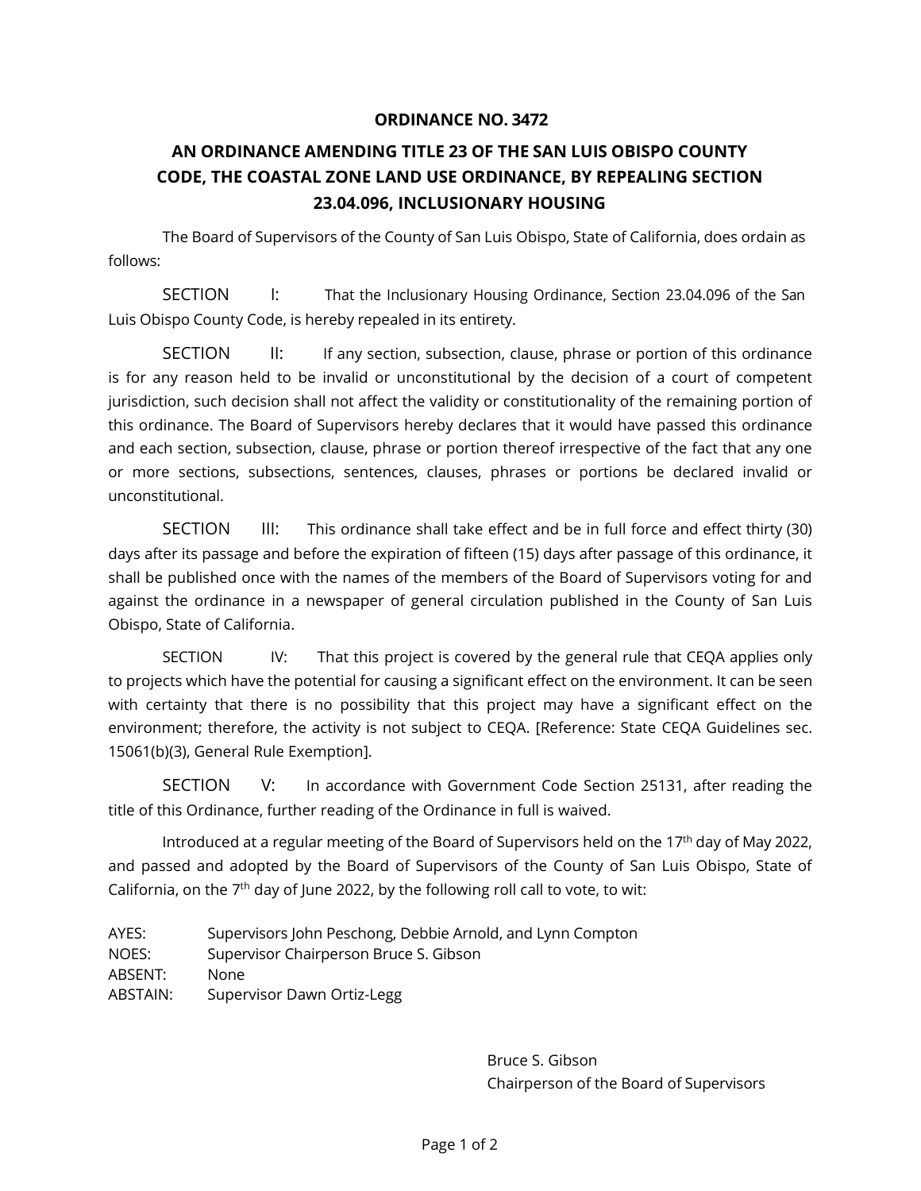# ORDINANCE NO. 3472

## AN ORDINANCE AMENDING TITLE 23 OF THE SAN LUIS OBISPO COUNTY CODE, THE COASTAL ZONE LAND USE ORDINANCE, BY REPEALING SECTION 23.04.096, INCLUSIONARY HOUSING

The Board of Supervisors of the County of San Luis Obispo, State of California, does ordain as follows:

SECTION I: That the Inclusionary Housing Ordinance, Section 23.04.096 of the San Luis Obispo County Code, is hereby repealed in its entirety.

SECTION II: If any section, subsection, clause, phrase or portion of this ordinance is for any reason held to be invalid or unconstitutional by the decision of a court of competent jurisdiction, such decision shall not affect the validity or constitutionality of the remaining portion of this ordinance. The Board of Supervisors hereby declares that it would have passed this ordinance and each section, subsection, clause, phrase or portion thereof irrespective of the fact that any one or more sections, subsections, sentences, clauses, phrases or portions be declared invalid or unconstitutional.

SECTION III: This ordinance shall take effect and be in full force and effect thirty (30) days after its passage and before the expiration of fifteen (15) days after passage of this ordinance, it shall be published once with the names of the members of the Board of Supervisors voting for and against the ordinance in a newspaper of general circulation published in the County of San Luis Obispo, State of California.

SECTION IV: That this project is covered by the general rule that CEQA applies only to projects which have the potential for causing a significant effect on the environment. It can be seen with certainty that there is no possibility that this project may have a significant effect on the environment; therefore, the activity is not subject to CEQA. [Reference: State CEQA Guidelines sec. 15061(b)(3), General Rule Exemption].

SECTION V: In accordance with Government Code Section 25131, after reading the title of this Ordinance, further reading of the Ordinance in full is waived.

Introduced at a regular meeting of the Board of Supervisors held on the 17th day of May 2022, and passed and adopted by the Board of Supervisors of the County of San Luis Obispo, State of California, on the 7th day of June 2022, by the following roll call to vote, to wit:

AYES: Supervisors John Peschong, Debbie Arnold, and Lynn Compton
NOES: Supervisor Chairperson Bruce S. Gibson
ABSENT: None
ABSTAIN: Supervisor Dawn Ortiz-Legg

Bruce S. Gibson
Chairperson of the Board of Supervisors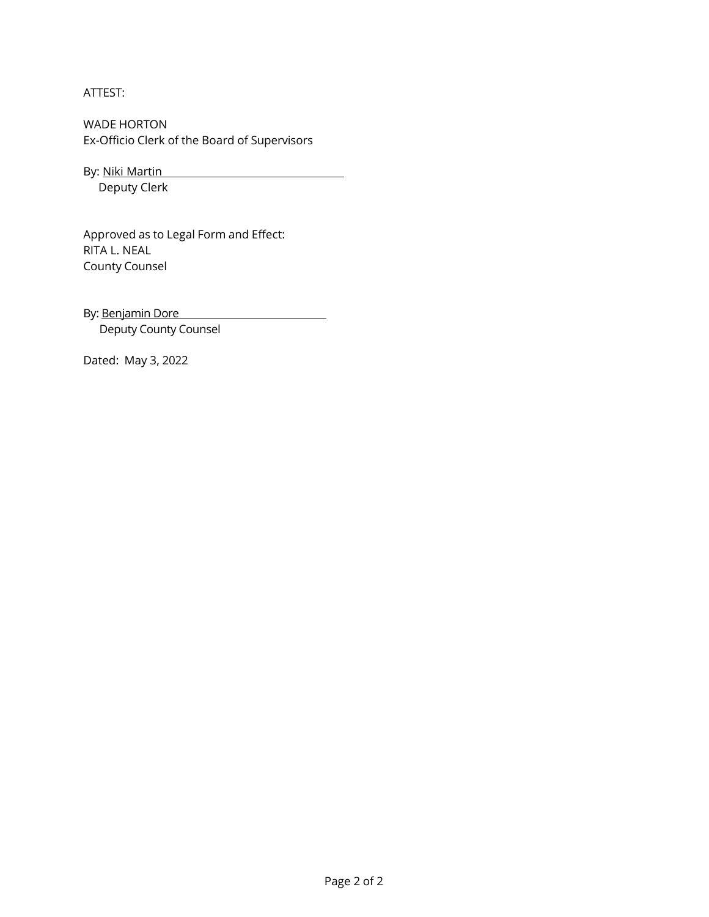ATTEST:

WADE HORTON
Ex-Officio Clerk of the Board of Supervisors

By: Niki Martin
Deputy Clerk

Approved as to Legal Form and Effect:
RITA L. NEAL
County Counsel

By: Benjamin Dore
Deputy County Counsel

Dated: May 3, 2022